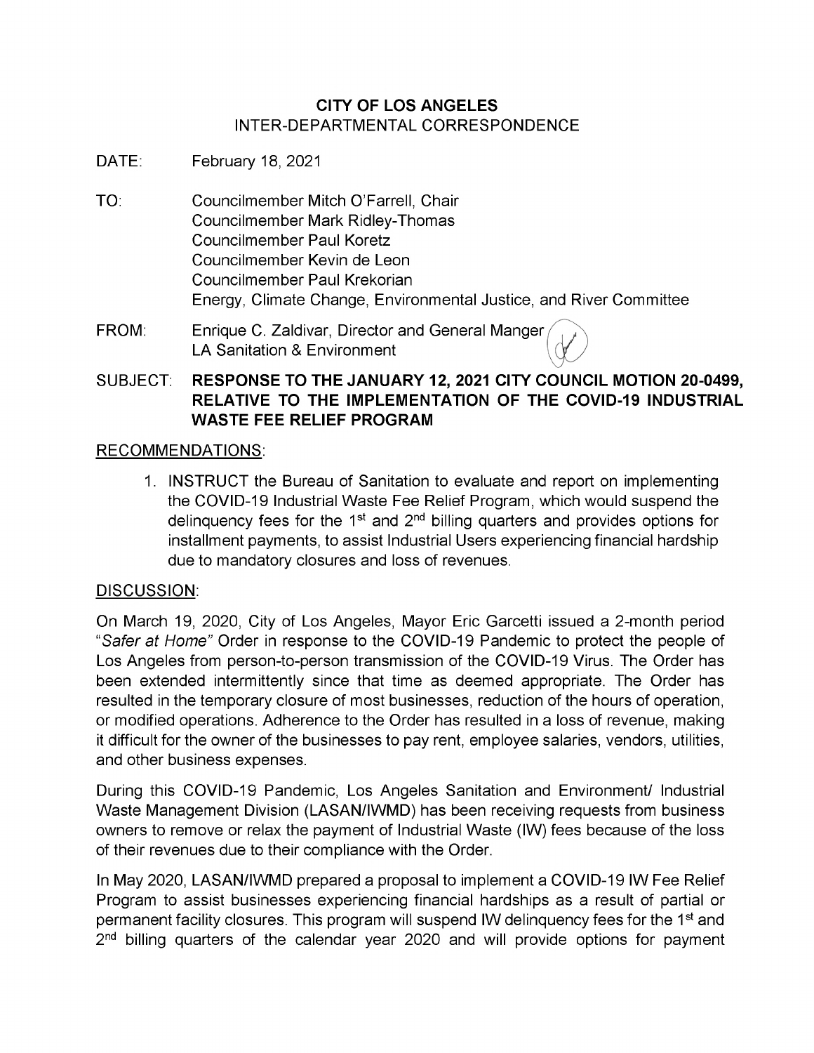**CITY OF LOS ANGELES**
INTER-DEPARTMENTAL CORRESPONDENCE

DATE: February 18, 2021

TO: Councilmember Mitch O'Farrell, Chair
Councilmember Mark Ridley-Thomas
Councilmember Paul Koretz
Councilmember Kevin de Leon
Councilmember Paul Krekorian
Energy, Climate Change, Environmental Justice, and River Committee

FROM: Enrique C. Zaldivar, Director and General Manger
LA Sanitation & Environment

SUBJECT: **RESPONSE TO THE JANUARY 12, 2021 CITY COUNCIL MOTION 20-0499, RELATIVE TO THE IMPLEMENTATION OF THE COVID-19 INDUSTRIAL WASTE FEE RELIEF PROGRAM**

RECOMMENDATIONS:

1. INSTRUCT the Bureau of Sanitation to evaluate and report on implementing the COVID-19 Industrial Waste Fee Relief Program, which would suspend the delinquency fees for the 1st and 2nd billing quarters and provides options for installment payments, to assist Industrial Users experiencing financial hardship due to mandatory closures and loss of revenues.

DISCUSSION:

On March 19, 2020, City of Los Angeles, Mayor Eric Garcetti issued a 2-month period "*Safer at Home*" Order in response to the COVID-19 Pandemic to protect the people of Los Angeles from person-to-person transmission of the COVID-19 Virus. The Order has been extended intermittently since that time as deemed appropriate. The Order has resulted in the temporary closure of most businesses, reduction of the hours of operation, or modified operations. Adherence to the Order has resulted in a loss of revenue, making it difficult for the owner of the businesses to pay rent, employee salaries, vendors, utilities, and other business expenses.

During this COVID-19 Pandemic, Los Angeles Sanitation and Environment/ Industrial Waste Management Division (LASAN/IWMD) has been receiving requests from business owners to remove or relax the payment of Industrial Waste (IW) fees because of the loss of their revenues due to their compliance with the Order.

In May 2020, LASAN/IWMD prepared a proposal to implement a COVID-19 IW Fee Relief Program to assist businesses experiencing financial hardships as a result of partial or permanent facility closures. This program will suspend IW delinquency fees for the 1st and 2nd billing quarters of the calendar year 2020 and will provide options for payment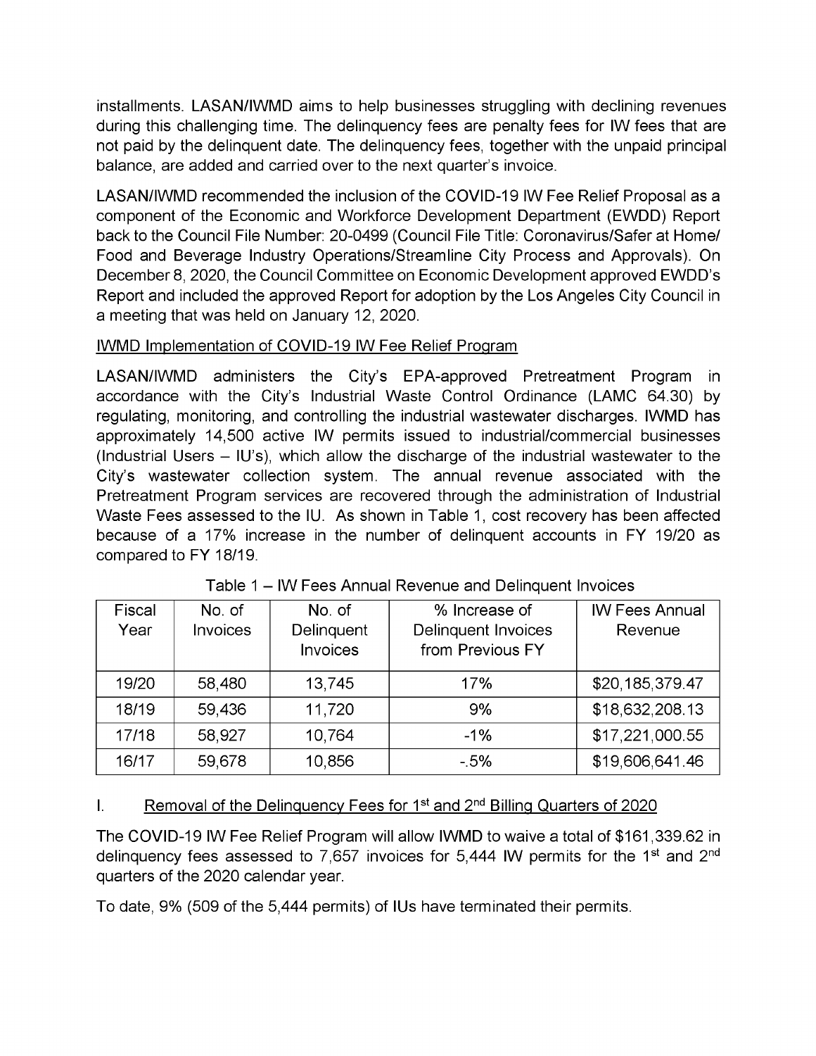installments. LASAN/IWMD aims to help businesses struggling with declining revenues during this challenging time. The delinquency fees are penalty fees for IW fees that are not paid by the delinquent date. The delinquency fees, together with the unpaid principal balance, are added and carried over to the next quarter's invoice.

LASAN/IWMD recommended the inclusion of the COVID-19 IW Fee Relief Proposal as a component of the Economic and Workforce Development Department (EWDD) Report back to the Council File Number: 20-0499 (Council File Title: Coronavirus/Safer at Home/ Food and Beverage Industry Operations/Streamline City Process and Approvals). On December 8, 2020, the Council Committee on Economic Development approved EWDD's Report and included the approved Report for adoption by the Los Angeles City Council in a meeting that was held on January 12, 2020.

IWMD Implementation of COVID-19 IW Fee Relief Program

LASAN/IWMD administers the City's EPA-approved Pretreatment Program in accordance with the City's Industrial Waste Control Ordinance (LAMC 64.30) by regulating, monitoring, and controlling the industrial wastewater discharges. IWMD has approximately 14,500 active IW permits issued to industrial/commercial businesses (Industrial Users – IU's), which allow the discharge of the industrial wastewater to the City's wastewater collection system. The annual revenue associated with the Pretreatment Program services are recovered through the administration of Industrial Waste Fees assessed to the IU. As shown in Table 1, cost recovery has been affected because of a 17% increase in the number of delinquent accounts in FY 19/20 as compared to FY 18/19.

Table 1 – IW Fees Annual Revenue and Delinquent Invoices

| Fiscal Year | No. of Invoices | No. of Delinquent Invoices | % Increase of Delinquent Invoices from Previous FY | IW Fees Annual Revenue |
|---|---|---|---|---|
| 19/20 | 58,480 | 13,745 | 17% | $20,185,379.47 |
| 18/19 | 59,436 | 11,720 | 9% | $18,632,208.13 |
| 17/18 | 58,927 | 10,764 | -1% | $17,221,000.55 |
| 16/17 | 59,678 | 10,856 | -.5% | $19,606,641.46 |

I. Removal of the Delinquency Fees for 1st and 2nd Billing Quarters of 2020

The COVID-19 IW Fee Relief Program will allow IWMD to waive a total of $161,339.62 in delinquency fees assessed to 7,657 invoices for 5,444 IW permits for the 1st and 2nd quarters of the 2020 calendar year.

To date, 9% (509 of the 5,444 permits) of IUs have terminated their permits.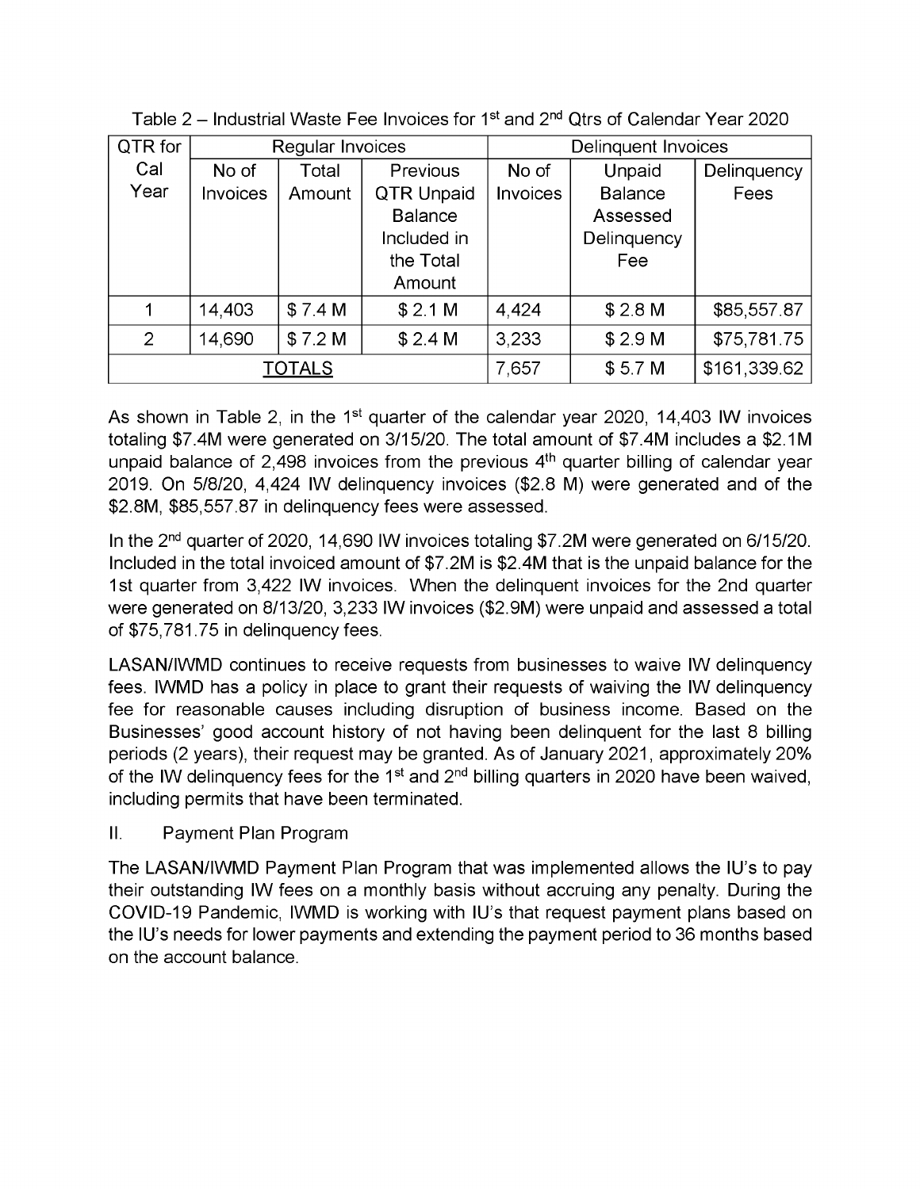Table 2 – Industrial Waste Fee Invoices for 1st and 2nd Qtrs of Calendar Year 2020

| QTR for Cal Year | Regular Invoices | | | Delinquent Invoices | | |
|---|---|---|---|---|---|---|
| | No of Invoices | Total Amount | Previous QTR Unpaid Balance Included in the Total Amount | No of Invoices | Unpaid Balance Assessed Delinquency Fee | Delinquency Fees |
| 1 | 14,403 | $ 7.4 M | $ 2.1 M | 4,424 | $ 2.8 M | $85,557.87 |
| 2 | 14,690 | $ 7.2 M | $ 2.4 M | 3,233 | $ 2.9 M | $75,781.75 |
| TOTALS | | | | 7,657 | $ 5.7 M | $161,339.62 |

As shown in Table 2, in the 1st quarter of the calendar year 2020, 14,403 IW invoices totaling $7.4M were generated on 3/15/20. The total amount of $7.4M includes a $2.1M unpaid balance of 2,498 invoices from the previous 4th quarter billing of calendar year 2019. On 5/8/20, 4,424 IW delinquency invoices ($2.8 M) were generated and of the $2.8M, $85,557.87 in delinquency fees were assessed.

In the 2nd quarter of 2020, 14,690 IW invoices totaling $7.2M were generated on 6/15/20. Included in the total invoiced amount of $7.2M is $2.4M that is the unpaid balance for the 1st quarter from 3,422 IW invoices. When the delinquent invoices for the 2nd quarter were generated on 8/13/20, 3,233 IW invoices ($2.9M) were unpaid and assessed a total of $75,781.75 in delinquency fees.

LASAN/IWMD continues to receive requests from businesses to waive IW delinquency fees. IWMD has a policy in place to grant their requests of waiving the IW delinquency fee for reasonable causes including disruption of business income. Based on the Businesses' good account history of not having been delinquent for the last 8 billing periods (2 years), their request may be granted. As of January 2021, approximately 20% of the IW delinquency fees for the 1st and 2nd billing quarters in 2020 have been waived, including permits that have been terminated.

II. Payment Plan Program

The LASAN/IWMD Payment Plan Program that was implemented allows the IU's to pay their outstanding IW fees on a monthly basis without accruing any penalty. During the COVID-19 Pandemic, IWMD is working with IU's that request payment plans based on the IU's needs for lower payments and extending the payment period to 36 months based on the account balance.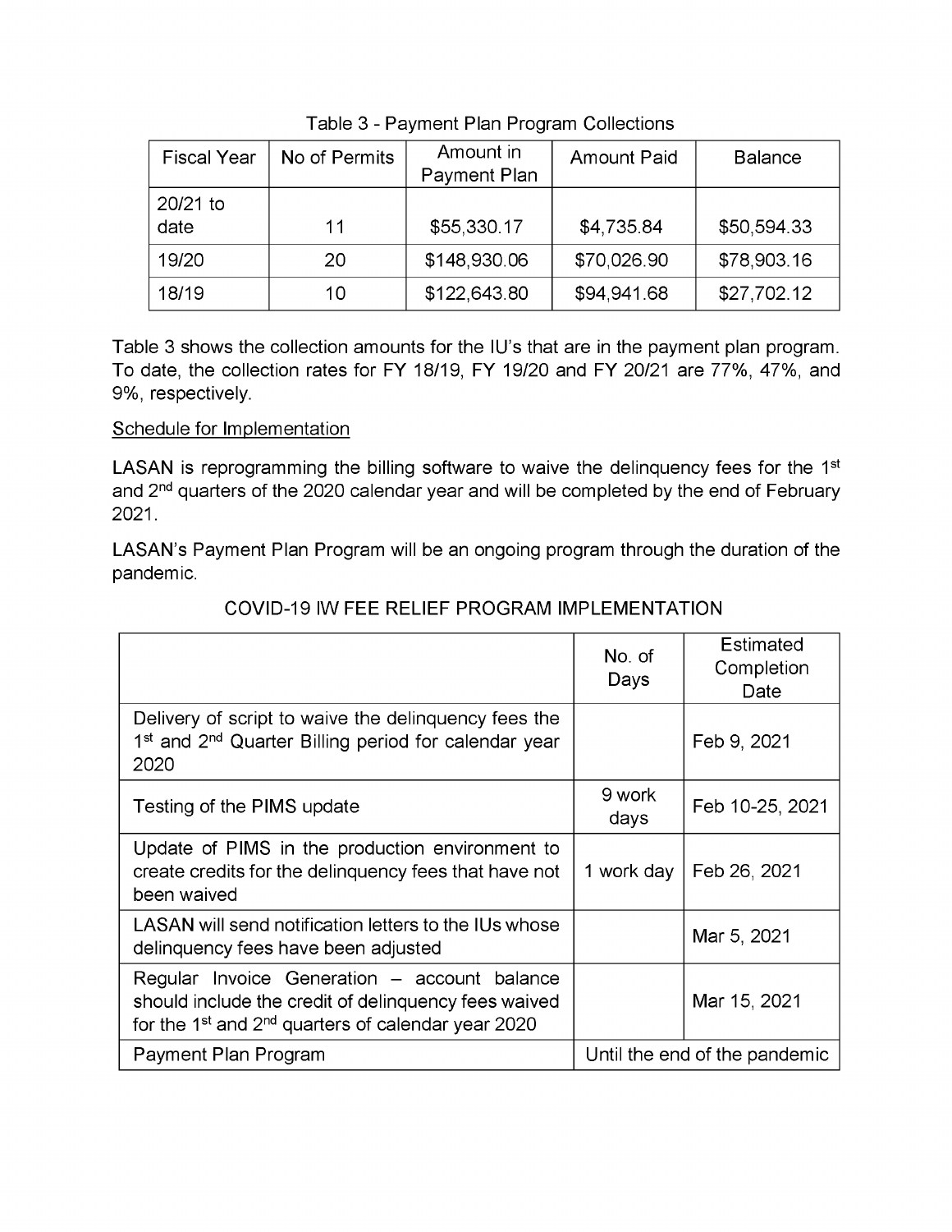Table 3 - Payment Plan Program Collections

| Fiscal Year | No of Permits | Amount in Payment Plan | Amount Paid | Balance |
|---|---|---|---|---|
| 20/21 to date | 11 | $55,330.17 | $4,735.84 | $50,594.33 |
| 19/20 | 20 | $148,930.06 | $70,026.90 | $78,903.16 |
| 18/19 | 10 | $122,643.80 | $94,941.68 | $27,702.12 |

Table 3 shows the collection amounts for the IU's that are in the payment plan program. To date, the collection rates for FY 18/19, FY 19/20 and FY 20/21 are 77%, 47%, and 9%, respectively.

Schedule for Implementation

LASAN is reprogramming the billing software to waive the delinquency fees for the 1st and 2nd quarters of the 2020 calendar year and will be completed by the end of February 2021.

LASAN's Payment Plan Program will be an ongoing program through the duration of the pandemic.

COVID-19 IW FEE RELIEF PROGRAM IMPLEMENTATION

| | No. of Days | Estimated Completion Date |
|---|---|---|
| Delivery of script to waive the delinquency fees the 1st and 2nd Quarter Billing period for calendar year 2020 | | Feb 9, 2021 |
| Testing of the PIMS update | 9 work days | Feb 10-25, 2021 |
| Update of PIMS in the production environment to create credits for the delinquency fees that have not been waived | 1 work day | Feb 26, 2021 |
| LASAN will send notification letters to the IUs whose delinquency fees have been adjusted | | Mar 5, 2021 |
| Regular Invoice Generation – account balance should include the credit of delinquency fees waived for the 1st and 2nd quarters of calendar year 2020 | | Mar 15, 2021 |
| Payment Plan Program | Until the end of the pandemic | |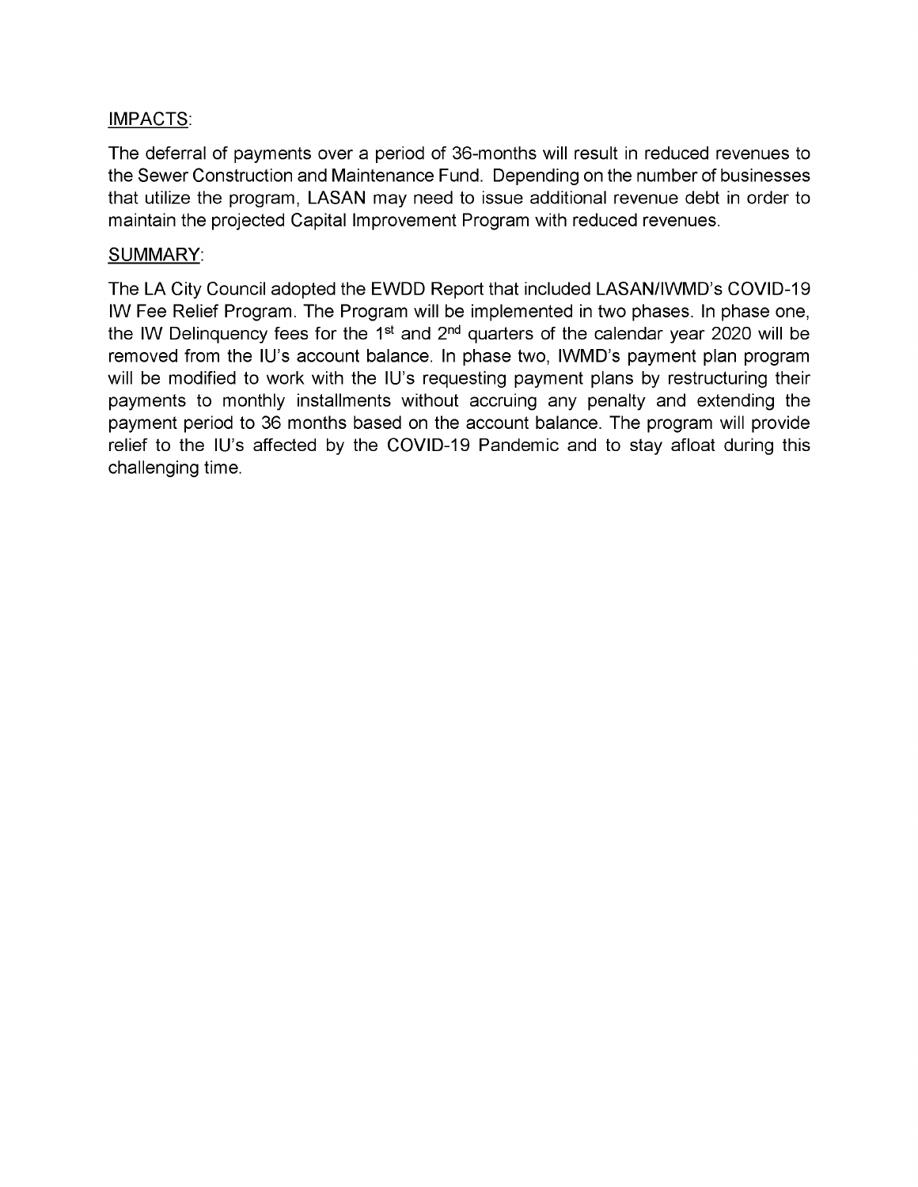IMPACTS:

The deferral of payments over a period of 36-months will result in reduced revenues to the Sewer Construction and Maintenance Fund. Depending on the number of businesses that utilize the program, LASAN may need to issue additional revenue debt in order to maintain the projected Capital Improvement Program with reduced revenues.

SUMMARY:

The LA City Council adopted the EWDD Report that included LASAN/IWMD's COVID-19 IW Fee Relief Program. The Program will be implemented in two phases. In phase one, the IW Delinquency fees for the 1st and 2nd quarters of the calendar year 2020 will be removed from the IU's account balance. In phase two, IWMD's payment plan program will be modified to work with the IU's requesting payment plans by restructuring their payments to monthly installments without accruing any penalty and extending the payment period to 36 months based on the account balance. The program will provide relief to the IU's affected by the COVID-19 Pandemic and to stay afloat during this challenging time.